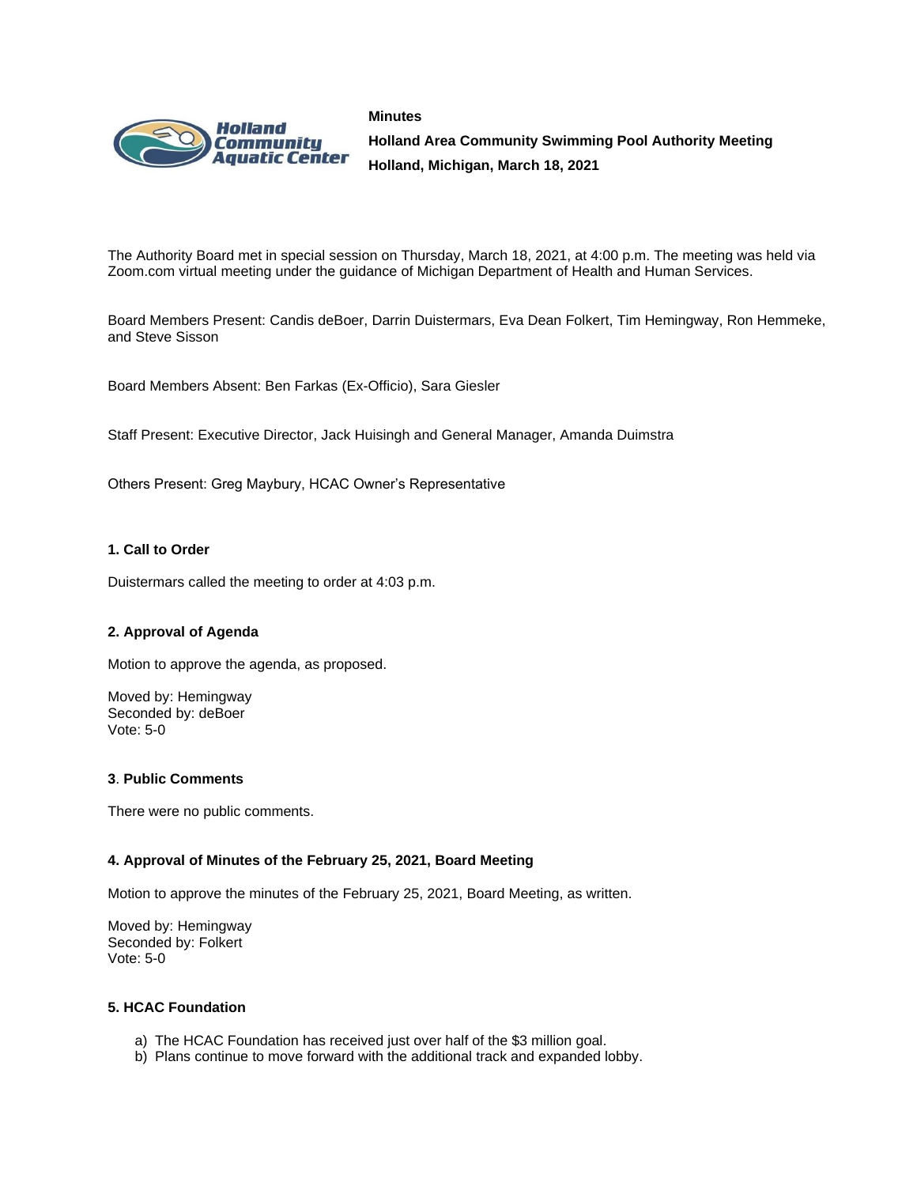**Minutes**

**Holland Area Community Swimming Pool Authority Meeting**

**Holland, Michigan, March 18, 2021**

The Authority Board met in special session on Thursday, March 18, 2021, at 4:00 p.m. The meeting was held via Zoom.com virtual meeting under the guidance of Michigan Department of Health and Human Services.

Board Members Present: Candis deBoer, Darrin Duistermars, Eva Dean Folkert, Tim Hemingway, Ron Hemmeke, and Steve Sisson

Board Members Absent: Ben Farkas (Ex-Officio), Sara Giesler

Staff Present: Executive Director, Jack Huisingh and General Manager, Amanda Duimstra

Others Present: Greg Maybury, HCAC Owner's Representative

**1. Call to Order**

Duistermars called the meeting to order at 4:03 p.m.

**2. Approval of Agenda**

Motion to approve the agenda, as proposed.

Moved by: Hemingway
Seconded by: deBoer
Vote: 5-0

**3. Public Comments**

There were no public comments.

**4. Approval of Minutes of the February 25, 2021, Board Meeting**

Motion to approve the minutes of the February 25, 2021, Board Meeting, as written.

Moved by: Hemingway
Seconded by: Folkert
Vote: 5-0

**5. HCAC Foundation**

a) The HCAC Foundation has received just over half of the $3 million goal.
b) Plans continue to move forward with the additional track and expanded lobby.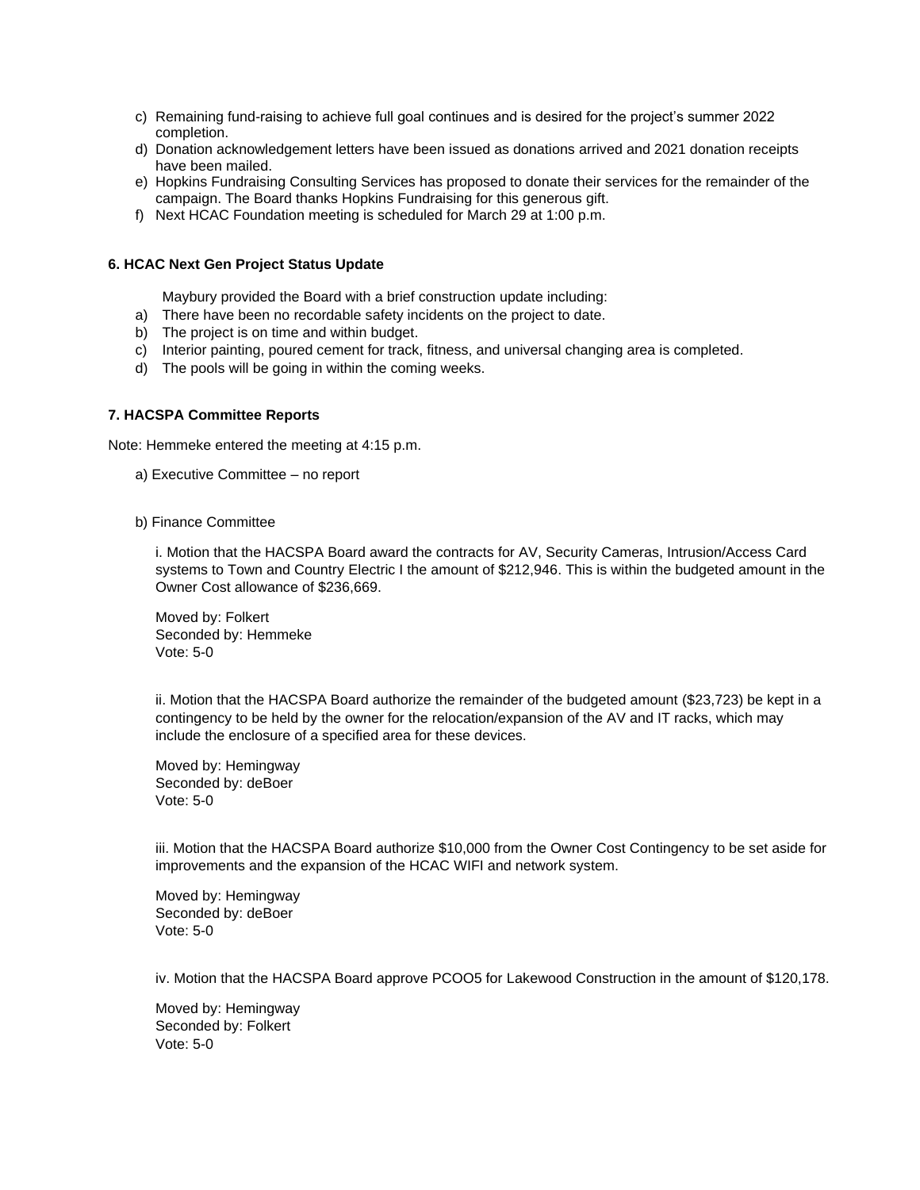c) Remaining fund-raising to achieve full goal continues and is desired for the project's summer 2022 completion.
d) Donation acknowledgement letters have been issued as donations arrived and 2021 donation receipts have been mailed.
e) Hopkins Fundraising Consulting Services has proposed to donate their services for the remainder of the campaign. The Board thanks Hopkins Fundraising for this generous gift.
f) Next HCAC Foundation meeting is scheduled for March 29 at 1:00 p.m.

**6. HCAC Next Gen Project Status Update**

Maybury provided the Board with a brief construction update including:

a) There have been no recordable safety incidents on the project to date.
b) The project is on time and within budget.
c) Interior painting, poured cement for track, fitness, and universal changing area is completed.
d) The pools will be going in within the coming weeks.

**7. HACSPA Committee Reports**

Note: Hemmeke entered the meeting at 4:15 p.m.

a) Executive Committee – no report

b) Finance Committee

i. Motion that the HACSPA Board award the contracts for AV, Security Cameras, Intrusion/Access Card systems to Town and Country Electric I the amount of $212,946. This is within the budgeted amount in the Owner Cost allowance of $236,669.

Moved by: Folkert
Seconded by: Hemmeke
Vote: 5-0

ii. Motion that the HACSPA Board authorize the remainder of the budgeted amount ($23,723) be kept in a contingency to be held by the owner for the relocation/expansion of the AV and IT racks, which may include the enclosure of a specified area for these devices.

Moved by: Hemingway
Seconded by: deBoer
Vote: 5-0

iii. Motion that the HACSPA Board authorize $10,000 from the Owner Cost Contingency to be set aside for improvements and the expansion of the HCAC WIFI and network system.

Moved by: Hemingway
Seconded by: deBoer
Vote: 5-0

iv. Motion that the HACSPA Board approve PCOO5 for Lakewood Construction in the amount of $120,178.

Moved by: Hemingway
Seconded by: Folkert
Vote: 5-0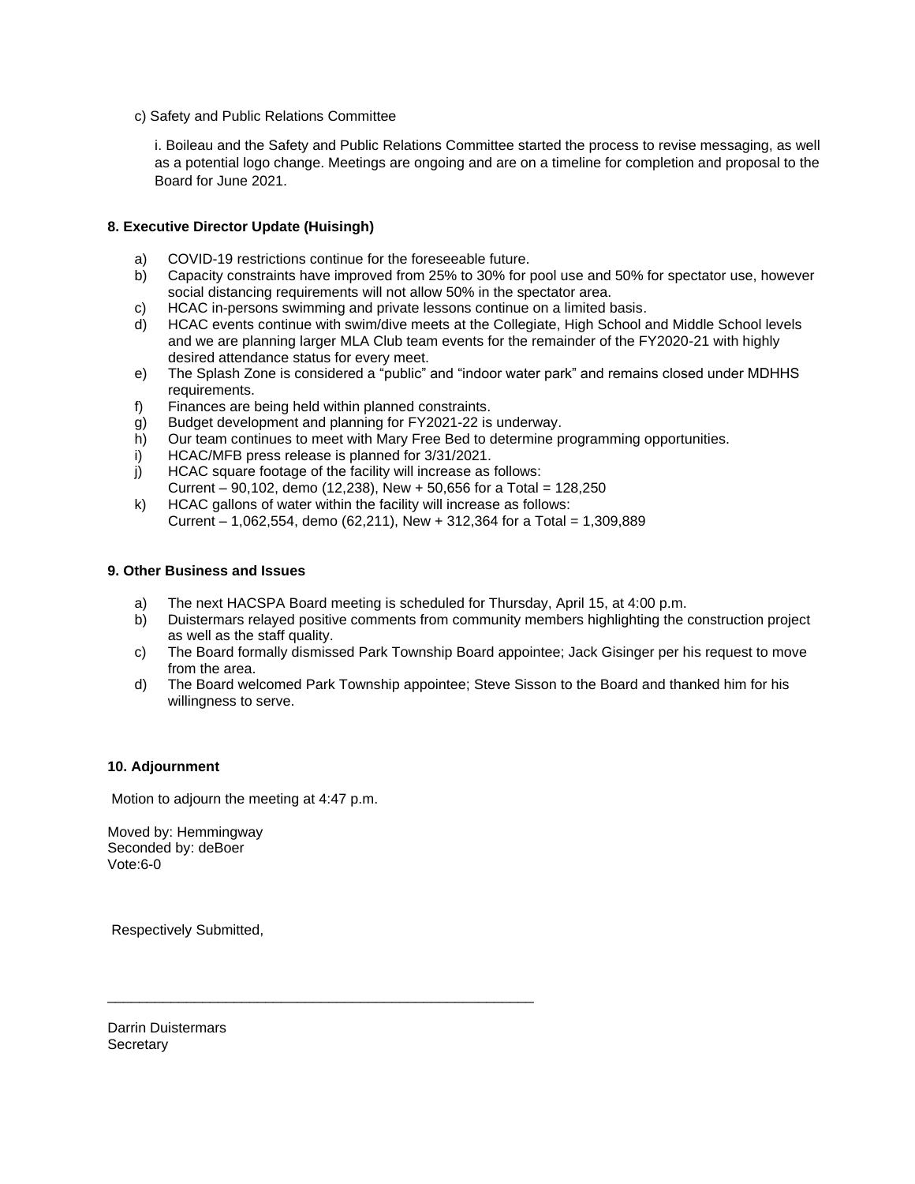c) Safety and Public Relations Committee

i. Boileau and the Safety and Public Relations Committee started the process to revise messaging, as well as a potential logo change. Meetings are ongoing and are on a timeline for completion and proposal to the Board for June 2021.

**8. Executive Director Update (Huisingh)**

a) COVID-19 restrictions continue for the foreseeable future.
b) Capacity constraints have improved from 25% to 30% for pool use and 50% for spectator use, however social distancing requirements will not allow 50% in the spectator area.
c) HCAC in-persons swimming and private lessons continue on a limited basis.
d) HCAC events continue with swim/dive meets at the Collegiate, High School and Middle School levels and we are planning larger MLA Club team events for the remainder of the FY2020-21 with highly desired attendance status for every meet.
e) The Splash Zone is considered a "public" and "indoor water park" and remains closed under MDHHS requirements.
f) Finances are being held within planned constraints.
g) Budget development and planning for FY2021-22 is underway.
h) Our team continues to meet with Mary Free Bed to determine programming opportunities.
i) HCAC/MFB press release is planned for 3/31/2021.
j) HCAC square footage of the facility will increase as follows:
   Current – 90,102, demo (12,238), New + 50,656 for a Total = 128,250
k) HCAC gallons of water within the facility will increase as follows:
   Current – 1,062,554, demo (62,211), New + 312,364 for a Total = 1,309,889

**9. Other Business and Issues**

a) The next HACSPA Board meeting is scheduled for Thursday, April 15, at 4:00 p.m.
b) Duistermars relayed positive comments from community members highlighting the construction project as well as the staff quality.
c) The Board formally dismissed Park Township Board appointee; Jack Gisinger per his request to move from the area.
d) The Board welcomed Park Township appointee; Steve Sisson to the Board and thanked him for his willingness to serve.

**10. Adjournment**

Motion to adjourn the meeting at 4:47 p.m.

Moved by: Hemmingway
Seconded by: deBoer
Vote:6-0

Respectively Submitted,

\_\_\_\_\_\_\_\_\_\_\_\_\_\_\_\_\_\_\_\_\_\_\_\_\_\_\_\_\_\_\_\_\_\_\_\_\_\_\_\_\_\_\_\_\_\_\_\_\_\_\_\_

Darrin Duistermars
Secretary